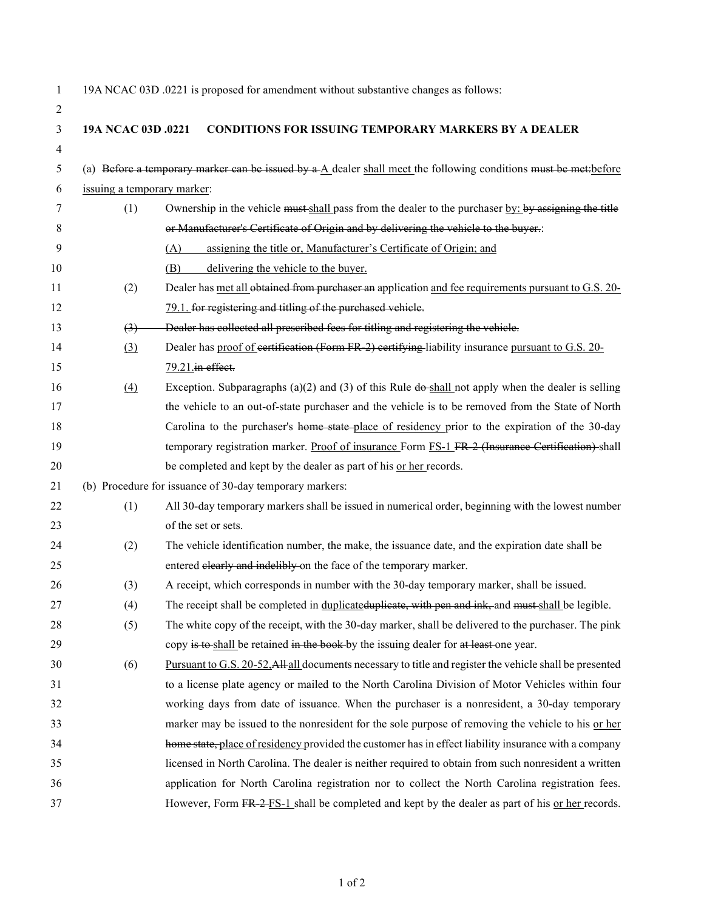19A NCAC 03D .0221 is proposed for amendment without substantive changes as follows:

**19A NCAC 03D .0221 CONDITIONS FOR ISSUING TEMPORARY MARKERS BY A DEALER**

(a) ~~Before a temporary marker can be issued by a~~ <u>A</u> dealer <u>shall meet</u> the following conditions ~~must be met:~~<u>before issuing a temporary marker</u>:

- (1) Ownership in the vehicle ~~must~~ <u>shall</u> pass from the dealer to the purchaser <u>by:</u> ~~by assigning the title or Manufacturer's Certificate of Origin and by delivering the vehicle to the buyer.~~:
  - <u>(A) assigning the title or, Manufacturer's Certificate of Origin; and</u>
  - <u>(B) delivering the vehicle to the buyer.</u>
- (2) Dealer has <u>met all</u> ~~obtained from purchaser an~~ application <u>and fee requirements pursuant to G.S. 20-79.1.</u> ~~for registering and titling of the purchased vehicle.~~
- ~~(3) Dealer has collected all prescribed fees for titling and registering the vehicle.~~
- <u>(3)</u> Dealer has <u>proof of</u> ~~certification (Form FR-2) certifying~~ liability insurance <u>pursuant to G.S. 20-79.21.</u>~~in effect.~~
- <u>(4)</u> Exception. Subparagraphs (a)(2) and (3) of this Rule ~~do~~ <u>shall</u> not apply when the dealer is selling the vehicle to an out-of-state purchaser and the vehicle is to be removed from the State of North Carolina to the purchaser's ~~home state~~ <u>place of residency</u> prior to the expiration of the 30-day temporary registration marker. <u>Proof of insurance</u> Form <u>FS-1</u> ~~FR-2 (Insurance Certification)~~ shall be completed and kept by the dealer as part of his <u>or her</u> records.

(b) Procedure for issuance of 30-day temporary markers:

- (1) All 30-day temporary markers shall be issued in numerical order, beginning with the lowest number of the set or sets.
- (2) The vehicle identification number, the make, the issuance date, and the expiration date shall be entered ~~clearly and indelibly~~ on the face of the temporary marker.
- (3) A receipt, which corresponds in number with the 30-day temporary marker, shall be issued.
- (4) The receipt shall be completed in <u>duplicate</u>~~duplicate, with pen and ink,~~ and ~~must~~ <u>shall</u> be legible.
- (5) The white copy of the receipt, with the 30-day marker, shall be delivered to the purchaser. The pink copy ~~is to~~ <u>shall</u> be retained ~~in the book~~ by the issuing dealer for ~~at least~~ one year.
- (6) <u>Pursuant to G.S. 20-52,</u>~~All~~ <u>all</u> documents necessary to title and register the vehicle shall be presented to a license plate agency or mailed to the North Carolina Division of Motor Vehicles within four working days from date of issuance. When the purchaser is a nonresident, a 30-day temporary marker may be issued to the nonresident for the sole purpose of removing the vehicle to his <u>or her</u> ~~home state,~~ <u>place of residency</u> provided the customer has in effect liability insurance with a company licensed in North Carolina. The dealer is neither required to obtain from such nonresident a written application for North Carolina registration nor to collect the North Carolina registration fees. However, Form ~~FR-2~~ <u>FS-1</u> shall be completed and kept by the dealer as part of his <u>or her</u> records.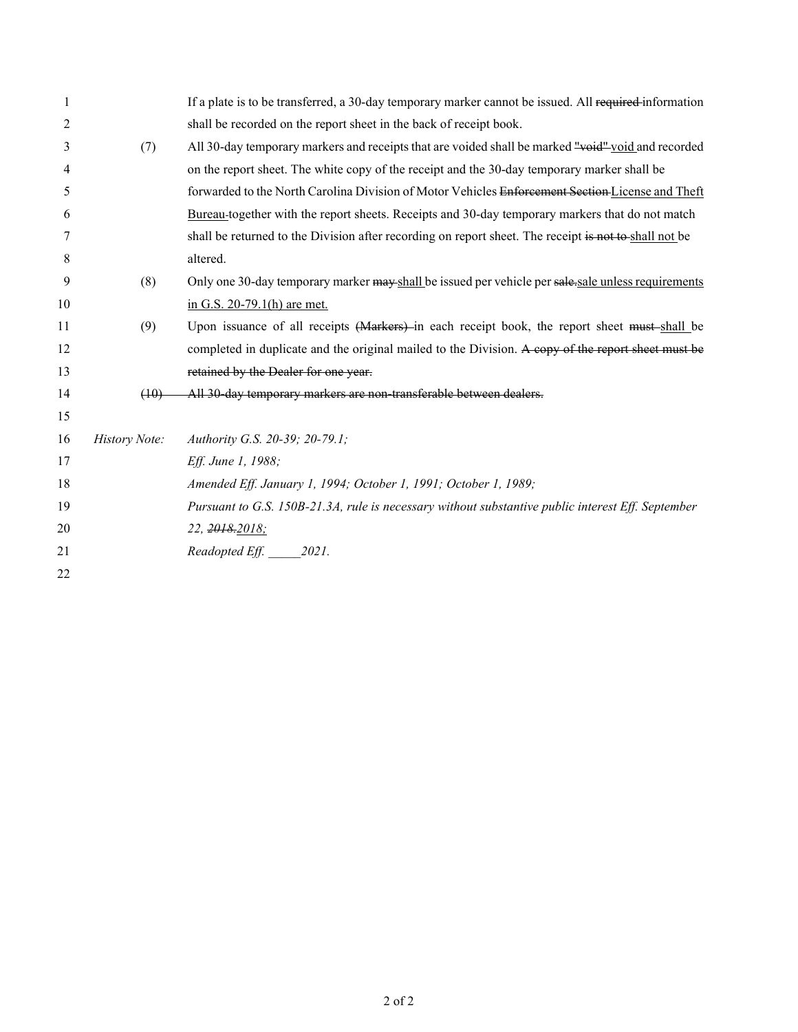If a plate is to be transferred, a 30-day temporary marker cannot be issued. All ~~required~~ information shall be recorded on the report sheet in the back of receipt book.

(7) All 30-day temporary markers and receipts that are voided shall be marked ~~"void"~~ <u>void</u> and recorded on the report sheet. The white copy of the receipt and the 30-day temporary marker shall be forwarded to the North Carolina Division of Motor Vehicles ~~Enforcement Section~~ <u>License and Theft Bureau</u> together with the report sheets. Receipts and 30-day temporary markers that do not match shall be returned to the Division after recording on report sheet. The receipt ~~is not to~~ <u>shall not</u> be altered.

(8) Only one 30-day temporary marker ~~may~~ <u>shall</u> be issued per vehicle per ~~sale.~~<u>sale unless requirements in G.S. 20-79.1(h) are met.</u>

(9) Upon issuance of all receipts ~~(Markers)~~ in each receipt book, the report sheet ~~must~~ <u>shall</u> be completed in duplicate and the original mailed to the Division. ~~A copy of the report sheet must be retained by the Dealer for one year.~~

~~(10) All 30-day temporary markers are non-transferable between dealers.~~

*History Note: Authority G.S. 20-39; 20-79.1;*
*Eff. June 1, 1988;*
*Amended Eff. January 1, 1994; October 1, 1991; October 1, 1989;*
*Pursuant to G.S. 150B-21.3A, rule is necessary without substantive public interest Eff. September 22, ~~2018.~~<u>2018;</u>*
*<u>Readopted Eff. _____2021.</u>*